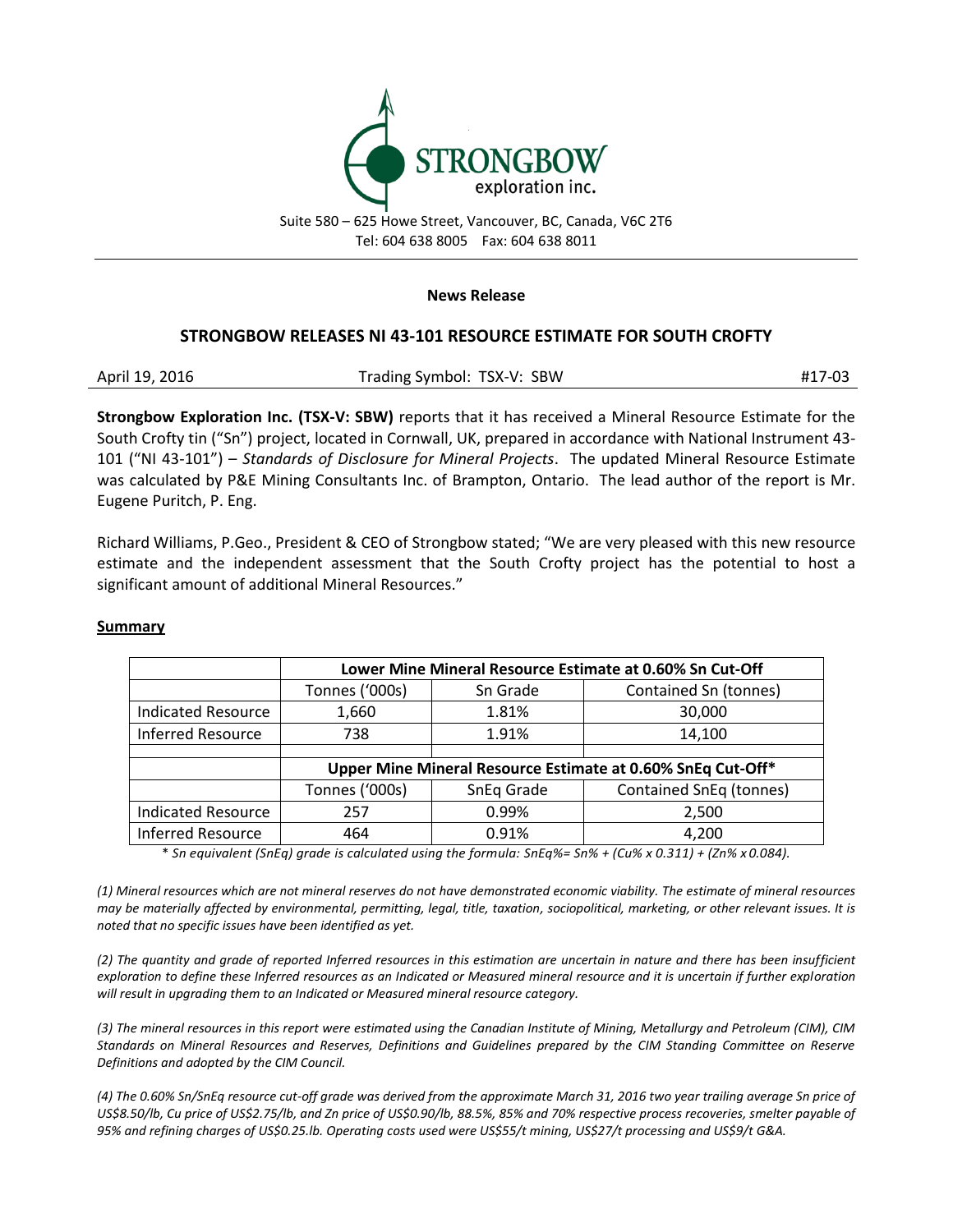Suite 580 – 625 Howe Street, Vancouver, BC, Canada, V6C 2T6
Tel: 604 638 8005 Fax: 604 638 8011

**News Release**

## STRONGBOW RELEASES NI 43-101 RESOURCE ESTIMATE FOR SOUTH CROFTY

April 19, 2016 Trading Symbol: TSX-V: SBW #17-03

**Strongbow Exploration Inc. (TSX-V: SBW)** reports that it has received a Mineral Resource Estimate for the South Crofty tin ("Sn") project, located in Cornwall, UK, prepared in accordance with National Instrument 43-101 ("NI 43-101") – *Standards of Disclosure for Mineral Projects*. The updated Mineral Resource Estimate was calculated by P&E Mining Consultants Inc. of Brampton, Ontario. The lead author of the report is Mr. Eugene Puritch, P. Eng.

Richard Williams, P.Geo., President & CEO of Strongbow stated; "We are very pleased with this new resource estimate and the independent assessment that the South Crofty project has the potential to host a significant amount of additional Mineral Resources."

### Summary

| | **Lower Mine Mineral Resource Estimate at 0.60% Sn Cut-Off** | | |
|---|---|---|---|
| | Tonnes ('000s) | Sn Grade | Contained Sn (tonnes) |
| Indicated Resource | 1,660 | 1.81% | 30,000 |
| Inferred Resource | 738 | 1.91% | 14,100 |
| | | | |
| | **Upper Mine Mineral Resource Estimate at 0.60% SnEq Cut-Off*** | | |
| | Tonnes ('000s) | SnEq Grade | Contained SnEq (tonnes) |
| Indicated Resource | 257 | 0.99% | 2,500 |
| Inferred Resource | 464 | 0.91% | 4,200 |

*\* Sn equivalent (SnEq) grade is calculated using the formula: SnEq%= Sn% + (Cu% x 0.311) + (Zn% x 0.084).*

*(1) Mineral resources which are not mineral reserves do not have demonstrated economic viability. The estimate of mineral resources may be materially affected by environmental, permitting, legal, title, taxation, sociopolitical, marketing, or other relevant issues. It is noted that no specific issues have been identified as yet.*

*(2) The quantity and grade of reported Inferred resources in this estimation are uncertain in nature and there has been insufficient exploration to define these Inferred resources as an Indicated or Measured mineral resource and it is uncertain if further exploration will result in upgrading them to an Indicated or Measured mineral resource category.*

*(3) The mineral resources in this report were estimated using the Canadian Institute of Mining, Metallurgy and Petroleum (CIM), CIM Standards on Mineral Resources and Reserves, Definitions and Guidelines prepared by the CIM Standing Committee on Reserve Definitions and adopted by the CIM Council.*

*(4) The 0.60% Sn/SnEq resource cut-off grade was derived from the approximate March 31, 2016 two year trailing average Sn price of US$8.50/lb, Cu price of US$2.75/lb, and Zn price of US$0.90/lb, 88.5%, 85% and 70% respective process recoveries, smelter payable of 95% and refining charges of US$0.25.lb. Operating costs used were US$55/t mining, US$27/t processing and US$9/t G&A.*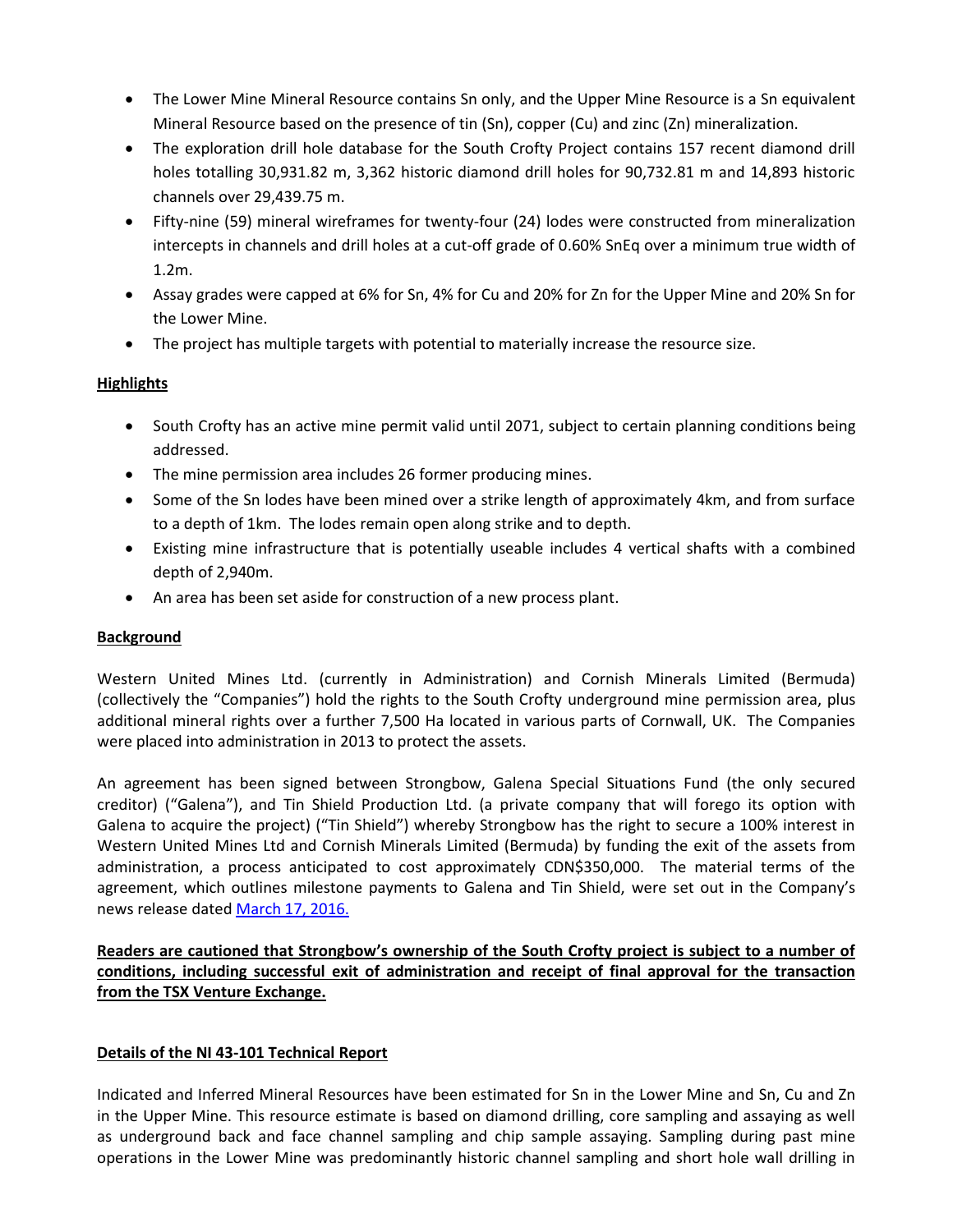- The Lower Mine Mineral Resource contains Sn only, and the Upper Mine Resource is a Sn equivalent Mineral Resource based on the presence of tin (Sn), copper (Cu) and zinc (Zn) mineralization.
- The exploration drill hole database for the South Crofty Project contains 157 recent diamond drill holes totalling 30,931.82 m, 3,362 historic diamond drill holes for 90,732.81 m and 14,893 historic channels over 29,439.75 m.
- Fifty-nine (59) mineral wireframes for twenty-four (24) lodes were constructed from mineralization intercepts in channels and drill holes at a cut-off grade of 0.60% SnEq over a minimum true width of 1.2m.
- Assay grades were capped at 6% for Sn, 4% for Cu and 20% for Zn for the Upper Mine and 20% Sn for the Lower Mine.
- The project has multiple targets with potential to materially increase the resource size.

**Highlights**

- South Crofty has an active mine permit valid until 2071, subject to certain planning conditions being addressed.
- The mine permission area includes 26 former producing mines.
- Some of the Sn lodes have been mined over a strike length of approximately 4km, and from surface to a depth of 1km. The lodes remain open along strike and to depth.
- Existing mine infrastructure that is potentially useable includes 4 vertical shafts with a combined depth of 2,940m.
- An area has been set aside for construction of a new process plant.

**Background**

Western United Mines Ltd. (currently in Administration) and Cornish Minerals Limited (Bermuda) (collectively the "Companies") hold the rights to the South Crofty underground mine permission area, plus additional mineral rights over a further 7,500 Ha located in various parts of Cornwall, UK. The Companies were placed into administration in 2013 to protect the assets.

An agreement has been signed between Strongbow, Galena Special Situations Fund (the only secured creditor) ("Galena"), and Tin Shield Production Ltd. (a private company that will forego its option with Galena to acquire the project) ("Tin Shield") whereby Strongbow has the right to secure a 100% interest in Western United Mines Ltd and Cornish Minerals Limited (Bermuda) by funding the exit of the assets from administration, a process anticipated to cost approximately CDN$350,000. The material terms of the agreement, which outlines milestone payments to Galena and Tin Shield, were set out in the Company's news release dated March 17, 2016.

**Readers are cautioned that Strongbow's ownership of the South Crofty project is subject to a number of conditions, including successful exit of administration and receipt of final approval for the transaction from the TSX Venture Exchange.**

**Details of the NI 43-101 Technical Report**

Indicated and Inferred Mineral Resources have been estimated for Sn in the Lower Mine and Sn, Cu and Zn in the Upper Mine. This resource estimate is based on diamond drilling, core sampling and assaying as well as underground back and face channel sampling and chip sample assaying. Sampling during past mine operations in the Lower Mine was predominantly historic channel sampling and short hole wall drilling in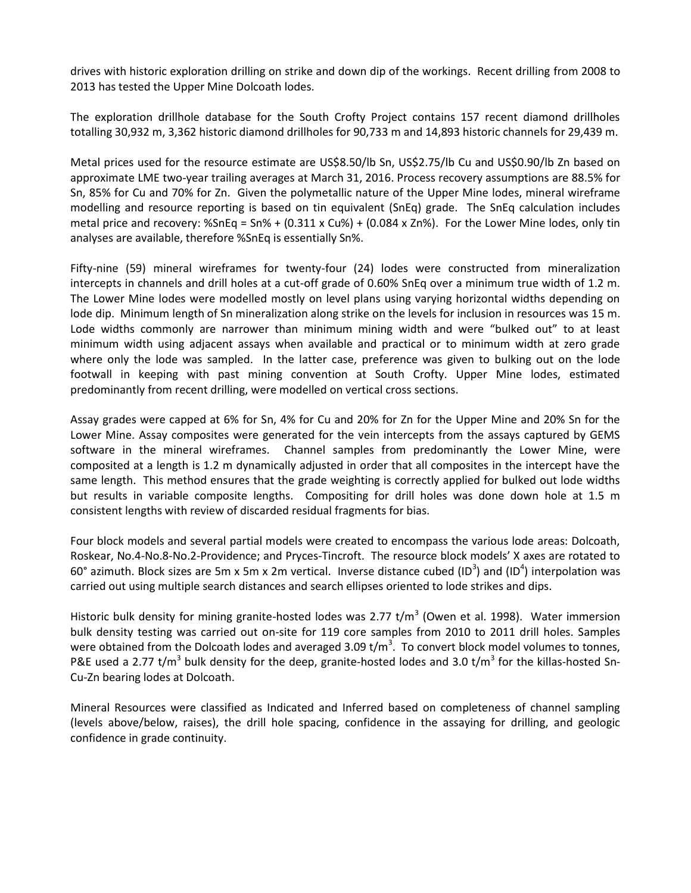drives with historic exploration drilling on strike and down dip of the workings. Recent drilling from 2008 to 2013 has tested the Upper Mine Dolcoath lodes.

The exploration drillhole database for the South Crofty Project contains 157 recent diamond drillholes totalling 30,932 m, 3,362 historic diamond drillholes for 90,733 m and 14,893 historic channels for 29,439 m.

Metal prices used for the resource estimate are US$8.50/lb Sn, US$2.75/lb Cu and US$0.90/lb Zn based on approximate LME two-year trailing averages at March 31, 2016. Process recovery assumptions are 88.5% for Sn, 85% for Cu and 70% for Zn. Given the polymetallic nature of the Upper Mine lodes, mineral wireframe modelling and resource reporting is based on tin equivalent (SnEq) grade. The SnEq calculation includes metal price and recovery: %SnEq = Sn% + (0.311 x Cu%) + (0.084 x Zn%). For the Lower Mine lodes, only tin analyses are available, therefore %SnEq is essentially Sn%.

Fifty-nine (59) mineral wireframes for twenty-four (24) lodes were constructed from mineralization intercepts in channels and drill holes at a cut-off grade of 0.60% SnEq over a minimum true width of 1.2 m. The Lower Mine lodes were modelled mostly on level plans using varying horizontal widths depending on lode dip. Minimum length of Sn mineralization along strike on the levels for inclusion in resources was 15 m. Lode widths commonly are narrower than minimum mining width and were "bulked out" to at least minimum width using adjacent assays when available and practical or to minimum width at zero grade where only the lode was sampled. In the latter case, preference was given to bulking out on the lode footwall in keeping with past mining convention at South Crofty. Upper Mine lodes, estimated predominantly from recent drilling, were modelled on vertical cross sections.

Assay grades were capped at 6% for Sn, 4% for Cu and 20% for Zn for the Upper Mine and 20% Sn for the Lower Mine. Assay composites were generated for the vein intercepts from the assays captured by GEMS software in the mineral wireframes. Channel samples from predominantly the Lower Mine, were composited at a length is 1.2 m dynamically adjusted in order that all composites in the intercept have the same length. This method ensures that the grade weighting is correctly applied for bulked out lode widths but results in variable composite lengths. Compositing for drill holes was done down hole at 1.5 m consistent lengths with review of discarded residual fragments for bias.

Four block models and several partial models were created to encompass the various lode areas: Dolcoath, Roskear, No.4-No.8-No.2-Providence; and Pryces-Tincroft. The resource block models' X axes are rotated to 60° azimuth. Block sizes are 5m x 5m x 2m vertical. Inverse distance cubed ($ID^3$) and ($ID^4$) interpolation was carried out using multiple search distances and search ellipses oriented to lode strikes and dips.

Historic bulk density for mining granite-hosted lodes was 2.77 $t/m^3$ (Owen et al. 1998). Water immersion bulk density testing was carried out on-site for 119 core samples from 2010 to 2011 drill holes. Samples were obtained from the Dolcoath lodes and averaged 3.09 $t/m^3$. To convert block model volumes to tonnes, P&E used a 2.77 $t/m^3$ bulk density for the deep, granite-hosted lodes and 3.0 $t/m^3$ for the killas-hosted Sn-Cu-Zn bearing lodes at Dolcoath.

Mineral Resources were classified as Indicated and Inferred based on completeness of channel sampling (levels above/below, raises), the drill hole spacing, confidence in the assaying for drilling, and geologic confidence in grade continuity.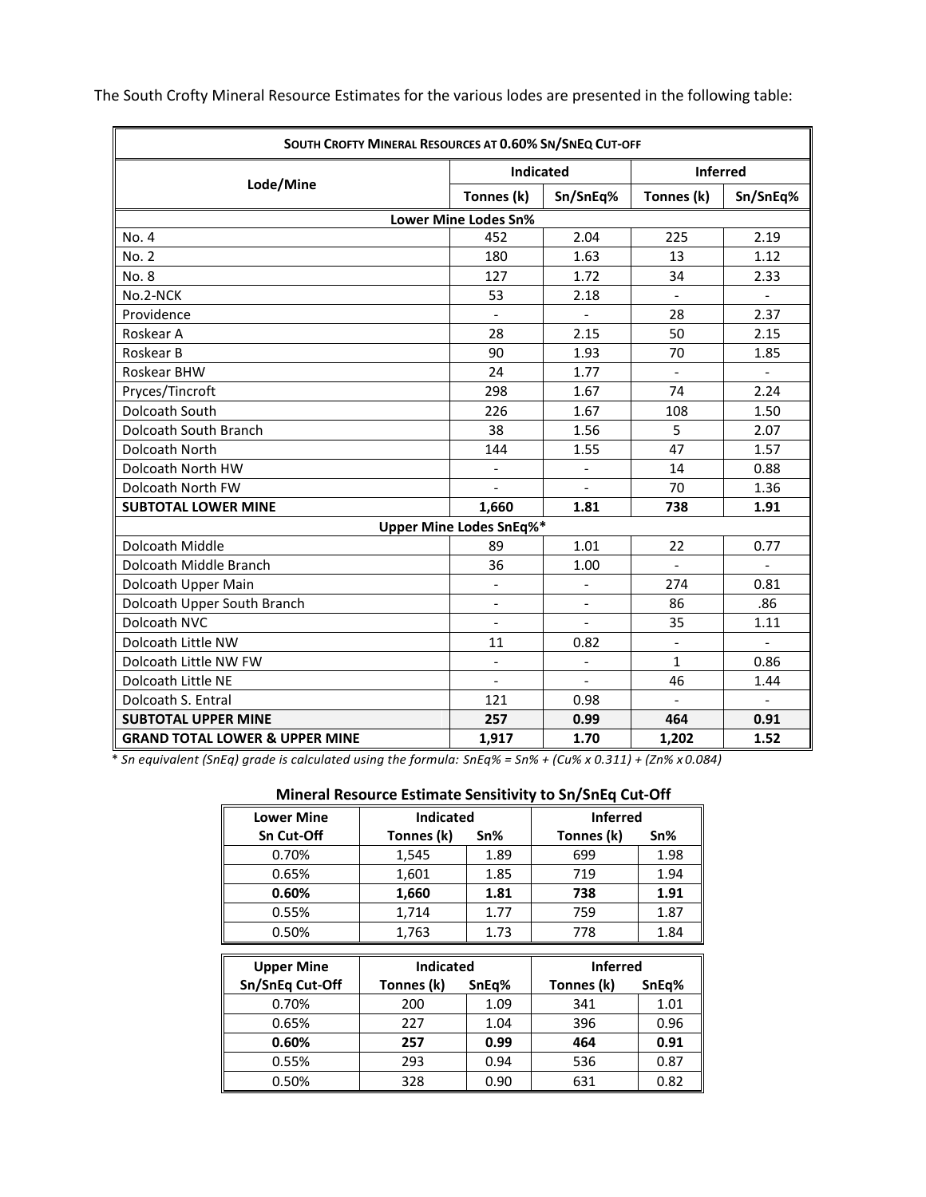The South Crofty Mineral Resource Estimates for the various lodes are presented in the following table:

| SOUTH CROFTY MINERAL RESOURCES AT 0.60% SN/SNEQ CUT-OFF | | | | |
|---|---|---|---|---|
| Lode/Mine | Indicated | | Inferred | |
| | Tonnes (k) | Sn/SnEq% | Tonnes (k) | Sn/SnEq% |
| **Lower Mine Lodes Sn%** | | | | |
| No. 4 | 452 | 2.04 | 225 | 2.19 |
| No. 2 | 180 | 1.63 | 13 | 1.12 |
| No. 8 | 127 | 1.72 | 34 | 2.33 |
| No.2-NCK | 53 | 2.18 | - | - |
| Providence | - | - | 28 | 2.37 |
| Roskear A | 28 | 2.15 | 50 | 2.15 |
| Roskear B | 90 | 1.93 | 70 | 1.85 |
| Roskear BHW | 24 | 1.77 | - | - |
| Pryces/Tincroft | 298 | 1.67 | 74 | 2.24 |
| Dolcoath South | 226 | 1.67 | 108 | 1.50 |
| Dolcoath South Branch | 38 | 1.56 | 5 | 2.07 |
| Dolcoath North | 144 | 1.55 | 47 | 1.57 |
| Dolcoath North HW | - | - | 14 | 0.88 |
| Dolcoath North FW | - | - | 70 | 1.36 |
| **SUBTOTAL LOWER MINE** | **1,660** | **1.81** | **738** | **1.91** |
| **Upper Mine Lodes SnEq%*** | | | | |
| Dolcoath Middle | 89 | 1.01 | 22 | 0.77 |
| Dolcoath Middle Branch | 36 | 1.00 | - | - |
| Dolcoath Upper Main | - | - | 274 | 0.81 |
| Dolcoath Upper South Branch | - | - | 86 | .86 |
| Dolcoath NVC | - | - | 35 | 1.11 |
| Dolcoath Little NW | 11 | 0.82 | - | - |
| Dolcoath Little NW FW | - | - | 1 | 0.86 |
| Dolcoath Little NE | - | - | 46 | 1.44 |
| Dolcoath S. Entral | 121 | 0.98 | - | - |
| **SUBTOTAL UPPER MINE** | **257** | **0.99** | **464** | **0.91** |
| **GRAND TOTAL LOWER & UPPER MINE** | **1,917** | **1.70** | **1,202** | **1.52** |

*\* Sn equivalent (SnEq) grade is calculated using the formula: SnEq% = Sn% + (Cu% x 0.311) + (Zn% x 0.084)*

**Mineral Resource Estimate Sensitivity to Sn/SnEq Cut-Off**

| Lower Mine Sn Cut-Off | Indicated Tonnes (k) | Indicated Sn% | Inferred Tonnes (k) | Inferred Sn% |
|---|---|---|---|---|
| 0.70% | 1,545 | 1.89 | 699 | 1.98 |
| 0.65% | 1,601 | 1.85 | 719 | 1.94 |
| **0.60%** | **1,660** | **1.81** | **738** | **1.91** |
| 0.55% | 1,714 | 1.77 | 759 | 1.87 |
| 0.50% | 1,763 | 1.73 | 778 | 1.84 |

| Upper Mine Sn/SnEq Cut-Off | Indicated Tonnes (k) | Indicated SnEq% | Inferred Tonnes (k) | Inferred SnEq% |
|---|---|---|---|---|
| 0.70% | 200 | 1.09 | 341 | 1.01 |
| 0.65% | 227 | 1.04 | 396 | 0.96 |
| **0.60%** | **257** | **0.99** | **464** | **0.91** |
| 0.55% | 293 | 0.94 | 536 | 0.87 |
| 0.50% | 328 | 0.90 | 631 | 0.82 |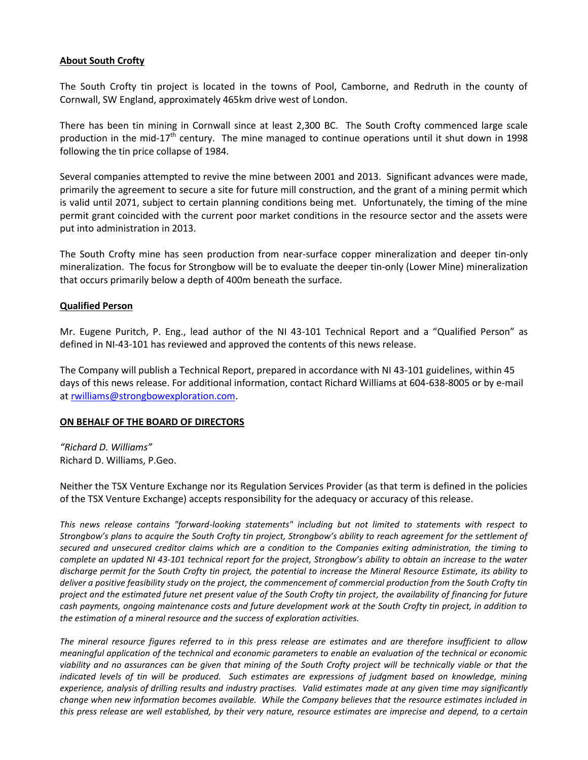**About South Crofty**

The South Crofty tin project is located in the towns of Pool, Camborne, and Redruth in the county of Cornwall, SW England, approximately 465km drive west of London.

There has been tin mining in Cornwall since at least 2,300 BC. The South Crofty commenced large scale production in the mid-17th century. The mine managed to continue operations until it shut down in 1998 following the tin price collapse of 1984.

Several companies attempted to revive the mine between 2001 and 2013. Significant advances were made, primarily the agreement to secure a site for future mill construction, and the grant of a mining permit which is valid until 2071, subject to certain planning conditions being met. Unfortunately, the timing of the mine permit grant coincided with the current poor market conditions in the resource sector and the assets were put into administration in 2013.

The South Crofty mine has seen production from near-surface copper mineralization and deeper tin-only mineralization. The focus for Strongbow will be to evaluate the deeper tin-only (Lower Mine) mineralization that occurs primarily below a depth of 400m beneath the surface.

**Qualified Person**

Mr. Eugene Puritch, P. Eng., lead author of the NI 43-101 Technical Report and a "Qualified Person" as defined in NI-43-101 has reviewed and approved the contents of this news release.

The Company will publish a Technical Report, prepared in accordance with NI 43-101 guidelines, within 45 days of this news release. For additional information, contact Richard Williams at 604-638-8005 or by e-mail at rwilliams@strongbowexploration.com.

**ON BEHALF OF THE BOARD OF DIRECTORS**

*"Richard D. Williams"*
Richard D. Williams, P.Geo.

Neither the TSX Venture Exchange nor its Regulation Services Provider (as that term is defined in the policies of the TSX Venture Exchange) accepts responsibility for the adequacy or accuracy of this release.

*This news release contains "forward-looking statements" including but not limited to statements with respect to Strongbow's plans to acquire the South Crofty tin project, Strongbow's ability to reach agreement for the settlement of secured and unsecured creditor claims which are a condition to the Companies exiting administration, the timing to complete an updated NI 43-101 technical report for the project, Strongbow's ability to obtain an increase to the water discharge permit for the South Crofty tin project, the potential to increase the Mineral Resource Estimate, its ability to deliver a positive feasibility study on the project, the commencement of commercial production from the South Crofty tin project and the estimated future net present value of the South Crofty tin project, the availability of financing for future cash payments, ongoing maintenance costs and future development work at the South Crofty tin project, in addition to the estimation of a mineral resource and the success of exploration activities.*

*The mineral resource figures referred to in this press release are estimates and are therefore insufficient to allow meaningful application of the technical and economic parameters to enable an evaluation of the technical or economic viability and no assurances can be given that mining of the South Crofty project will be technically viable or that the indicated levels of tin will be produced. Such estimates are expressions of judgment based on knowledge, mining experience, analysis of drilling results and industry practises. Valid estimates made at any given time may significantly change when new information becomes available. While the Company believes that the resource estimates included in this press release are well established, by their very nature, resource estimates are imprecise and depend, to a certain*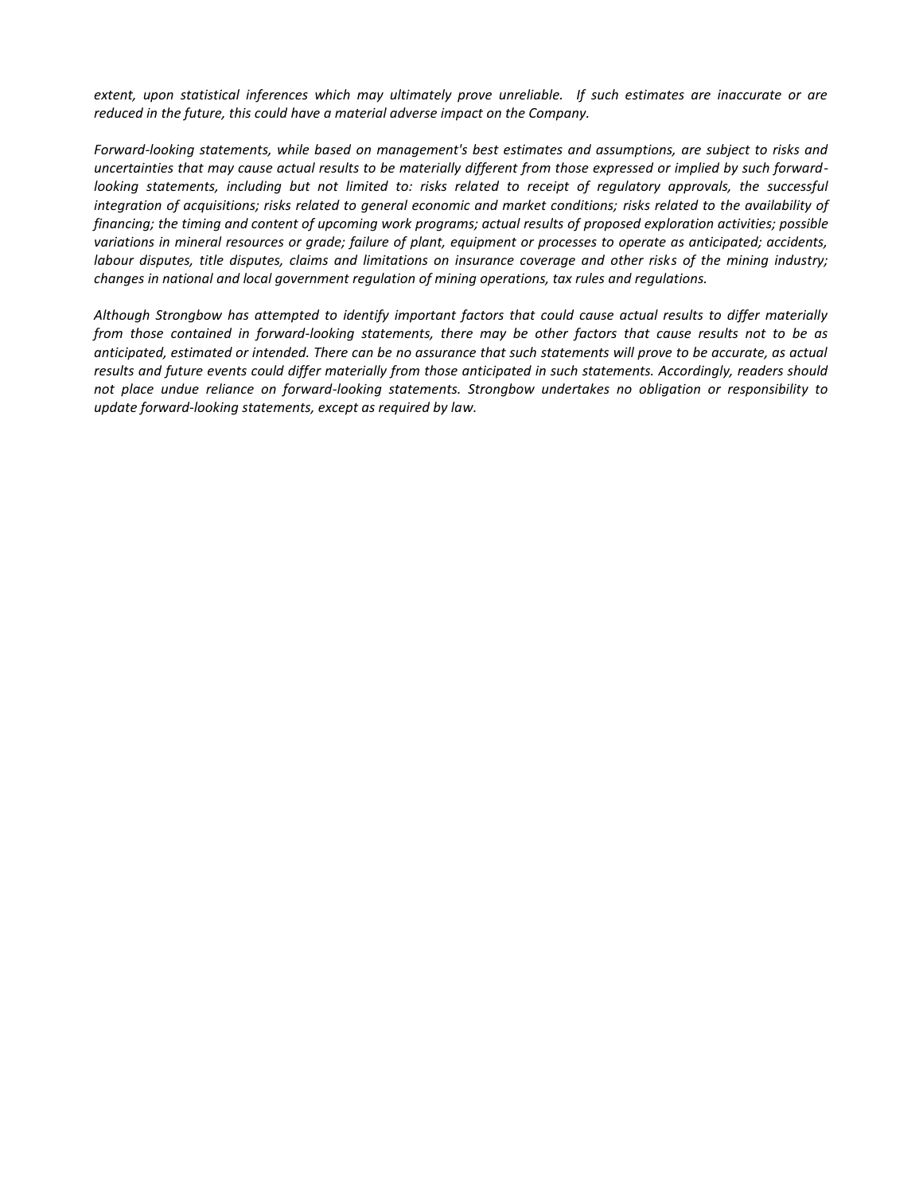*extent, upon statistical inferences which may ultimately prove unreliable. If such estimates are inaccurate or are reduced in the future, this could have a material adverse impact on the Company.*

*Forward-looking statements, while based on management's best estimates and assumptions, are subject to risks and uncertainties that may cause actual results to be materially different from those expressed or implied by such forward-looking statements, including but not limited to: risks related to receipt of regulatory approvals, the successful integration of acquisitions; risks related to general economic and market conditions; risks related to the availability of financing; the timing and content of upcoming work programs; actual results of proposed exploration activities; possible variations in mineral resources or grade; failure of plant, equipment or processes to operate as anticipated; accidents, labour disputes, title disputes, claims and limitations on insurance coverage and other risks of the mining industry; changes in national and local government regulation of mining operations, tax rules and regulations.*

*Although Strongbow has attempted to identify important factors that could cause actual results to differ materially from those contained in forward-looking statements, there may be other factors that cause results not to be as anticipated, estimated or intended. There can be no assurance that such statements will prove to be accurate, as actual results and future events could differ materially from those anticipated in such statements. Accordingly, readers should not place undue reliance on forward-looking statements. Strongbow undertakes no obligation or responsibility to update forward-looking statements, except as required by law.*